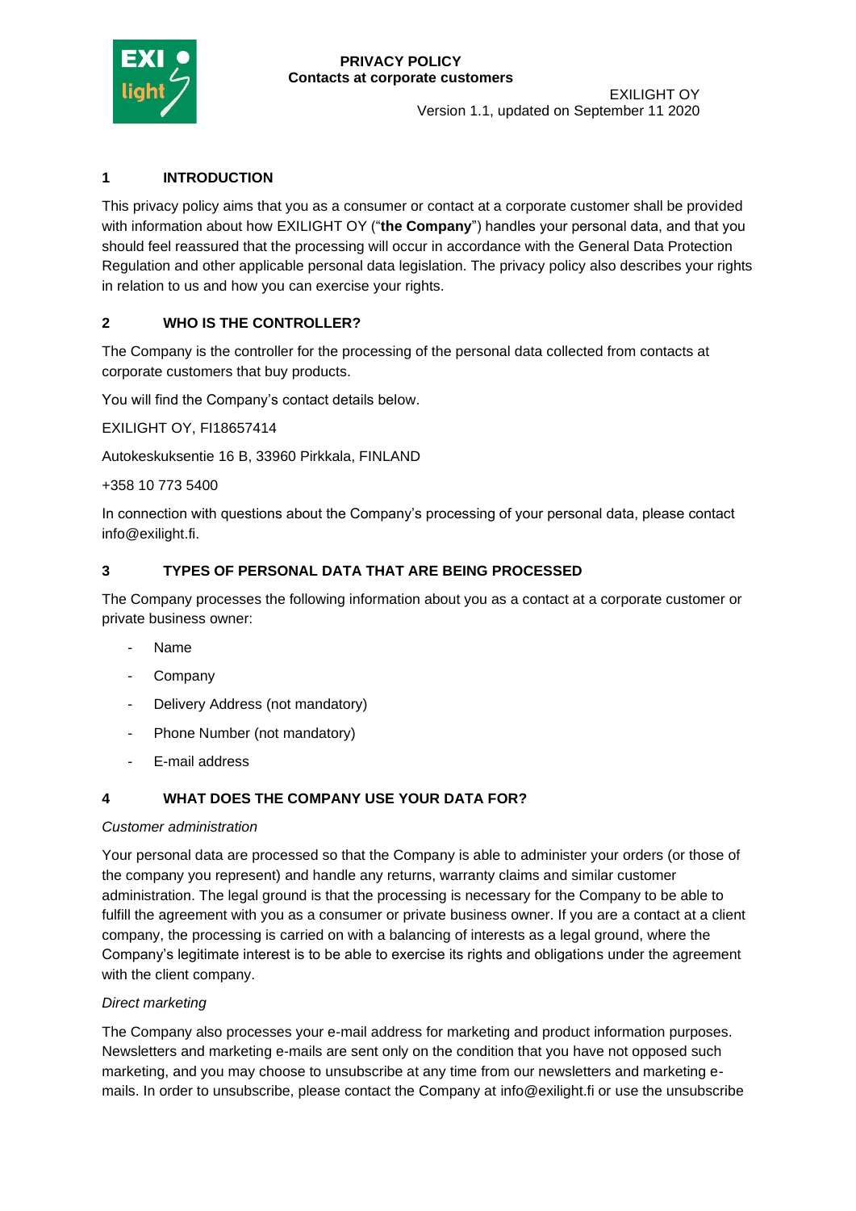**PRIVACY POLICY**
**Contacts at corporate customers**

EXILIGHT OY
Version 1.1, updated on September 11 2020

## 1 INTRODUCTION

This privacy policy aims that you as a consumer or contact at a corporate customer shall be provided with information about how EXILIGHT OY ("**the Company**") handles your personal data, and that you should feel reassured that the processing will occur in accordance with the General Data Protection Regulation and other applicable personal data legislation. The privacy policy also describes your rights in relation to us and how you can exercise your rights.

## 2 WHO IS THE CONTROLLER?

The Company is the controller for the processing of the personal data collected from contacts at corporate customers that buy products.

You will find the Company's contact details below.

EXILIGHT OY, FI18657414

Autokeskuksentie 16 B, 33960 Pirkkala, FINLAND

+358 10 773 5400

In connection with questions about the Company's processing of your personal data, please contact info@exilight.fi.

## 3 TYPES OF PERSONAL DATA THAT ARE BEING PROCESSED

The Company processes the following information about you as a contact at a corporate customer or private business owner:

- Name
- Company
- Delivery Address (not mandatory)
- Phone Number (not mandatory)
- E-mail address

## 4 WHAT DOES THE COMPANY USE YOUR DATA FOR?

*Customer administration*

Your personal data are processed so that the Company is able to administer your orders (or those of the company you represent) and handle any returns, warranty claims and similar customer administration. The legal ground is that the processing is necessary for the Company to be able to fulfill the agreement with you as a consumer or private business owner. If you are a contact at a client company, the processing is carried on with a balancing of interests as a legal ground, where the Company's legitimate interest is to be able to exercise its rights and obligations under the agreement with the client company.

*Direct marketing*

The Company also processes your e-mail address for marketing and product information purposes. Newsletters and marketing e-mails are sent only on the condition that you have not opposed such marketing, and you may choose to unsubscribe at any time from our newsletters and marketing e-mails. In order to unsubscribe, please contact the Company at info@exilight.fi or use the unsubscribe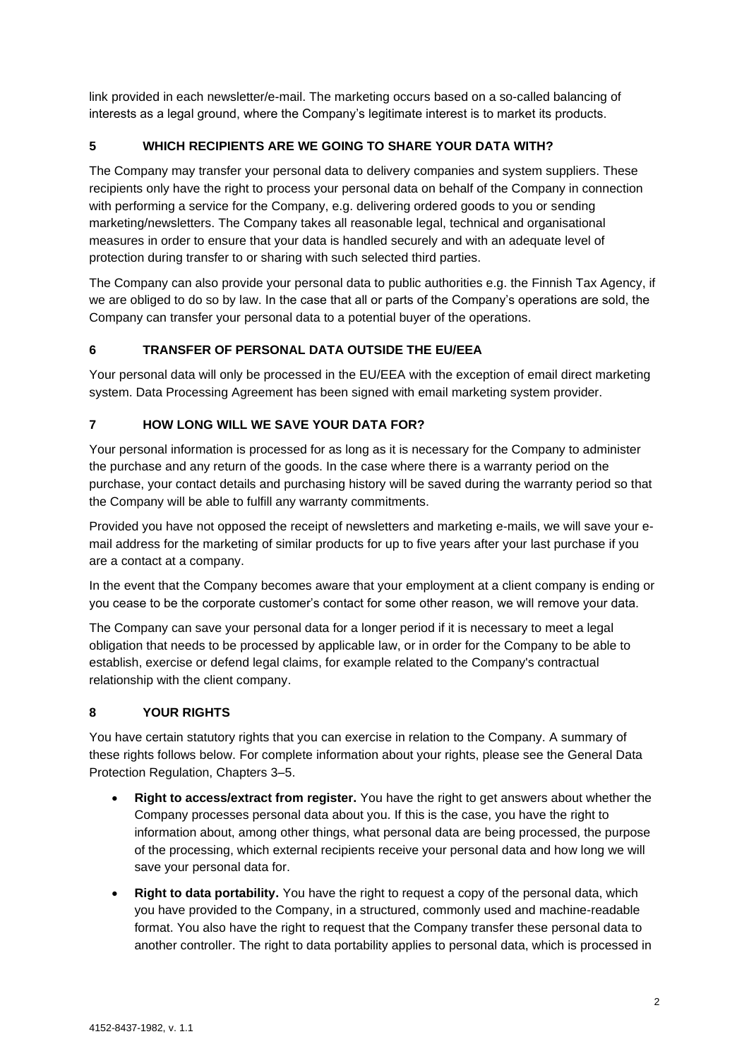link provided in each newsletter/e-mail. The marketing occurs based on a so-called balancing of interests as a legal ground, where the Company's legitimate interest is to market its products.

## 5 WHICH RECIPIENTS ARE WE GOING TO SHARE YOUR DATA WITH?

The Company may transfer your personal data to delivery companies and system suppliers. These recipients only have the right to process your personal data on behalf of the Company in connection with performing a service for the Company, e.g. delivering ordered goods to you or sending marketing/newsletters. The Company takes all reasonable legal, technical and organisational measures in order to ensure that your data is handled securely and with an adequate level of protection during transfer to or sharing with such selected third parties.

The Company can also provide your personal data to public authorities e.g. the Finnish Tax Agency, if we are obliged to do so by law. In the case that all or parts of the Company's operations are sold, the Company can transfer your personal data to a potential buyer of the operations.

## 6 TRANSFER OF PERSONAL DATA OUTSIDE THE EU/EEA

Your personal data will only be processed in the EU/EEA with the exception of email direct marketing system. Data Processing Agreement has been signed with email marketing system provider.

## 7 HOW LONG WILL WE SAVE YOUR DATA FOR?

Your personal information is processed for as long as it is necessary for the Company to administer the purchase and any return of the goods. In the case where there is a warranty period on the purchase, your contact details and purchasing history will be saved during the warranty period so that the Company will be able to fulfill any warranty commitments.

Provided you have not opposed the receipt of newsletters and marketing e-mails, we will save your e-mail address for the marketing of similar products for up to five years after your last purchase if you are a contact at a company.

In the event that the Company becomes aware that your employment at a client company is ending or you cease to be the corporate customer's contact for some other reason, we will remove your data.

The Company can save your personal data for a longer period if it is necessary to meet a legal obligation that needs to be processed by applicable law, or in order for the Company to be able to establish, exercise or defend legal claims, for example related to the Company's contractual relationship with the client company.

## 8 YOUR RIGHTS

You have certain statutory rights that you can exercise in relation to the Company. A summary of these rights follows below. For complete information about your rights, please see the General Data Protection Regulation, Chapters 3–5.

- **Right to access/extract from register.** You have the right to get answers about whether the Company processes personal data about you. If this is the case, you have the right to information about, among other things, what personal data are being processed, the purpose of the processing, which external recipients receive your personal data and how long we will save your personal data for.
- **Right to data portability.** You have the right to request a copy of the personal data, which you have provided to the Company, in a structured, commonly used and machine-readable format. You also have the right to request that the Company transfer these personal data to another controller. The right to data portability applies to personal data, which is processed in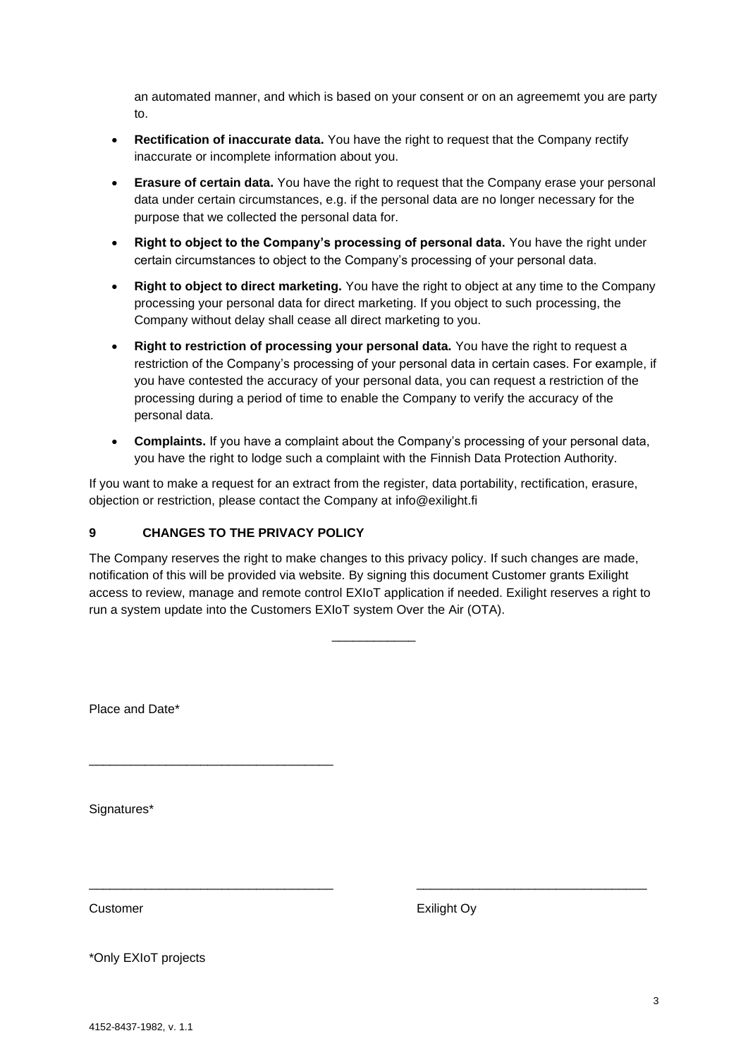an automated manner, and which is based on your consent or on an agreememt you are party to.

- **Rectification of inaccurate data.** You have the right to request that the Company rectify inaccurate or incomplete information about you.
- **Erasure of certain data.** You have the right to request that the Company erase your personal data under certain circumstances, e.g. if the personal data are no longer necessary for the purpose that we collected the personal data for.
- **Right to object to the Company's processing of personal data.** You have the right under certain circumstances to object to the Company's processing of your personal data.
- **Right to object to direct marketing.** You have the right to object at any time to the Company processing your personal data for direct marketing. If you object to such processing, the Company without delay shall cease all direct marketing to you.
- **Right to restriction of processing your personal data.** You have the right to request a restriction of the Company's processing of your personal data in certain cases. For example, if you have contested the accuracy of your personal data, you can request a restriction of the processing during a period of time to enable the Company to verify the accuracy of the personal data.
- **Complaints.** If you have a complaint about the Company's processing of your personal data, you have the right to lodge such a complaint with the Finnish Data Protection Authority.

If you want to make a request for an extract from the register, data portability, rectification, erasure, objection or restriction, please contact the Company at info@exilight.fi

## 9 CHANGES TO THE PRIVACY POLICY

The Company reserves the right to make changes to this privacy policy. If such changes are made, notification of this will be provided via website. By signing this document Customer grants Exilight access to review, manage and remote control EXIoT application if needed. Exilight reserves a right to run a system update into the Customers EXIoT system Over the Air (OTA).

\_\_\_\_\_\_\_\_\_\_\_\_

Place and Date*

\_\_\_\_\_\_\_\_\_\_\_\_\_\_\_\_\_\_\_\_\_\_\_\_\_\_\_\_\_\_\_\_\_\_\_

Signatures*

\_\_\_\_\_\_\_\_\_\_\_\_\_\_\_\_\_\_\_\_\_\_\_\_\_\_\_\_\_\_\_\_\_\_\_ \_\_\_\_\_\_\_\_\_\_\_\_\_\_\_\_\_\_\_\_\_\_\_\_\_\_\_\_\_\_\_\_\_

Customer Exilight Oy

*Only EXIoT projects

4152-8437-1982, v. 1.1